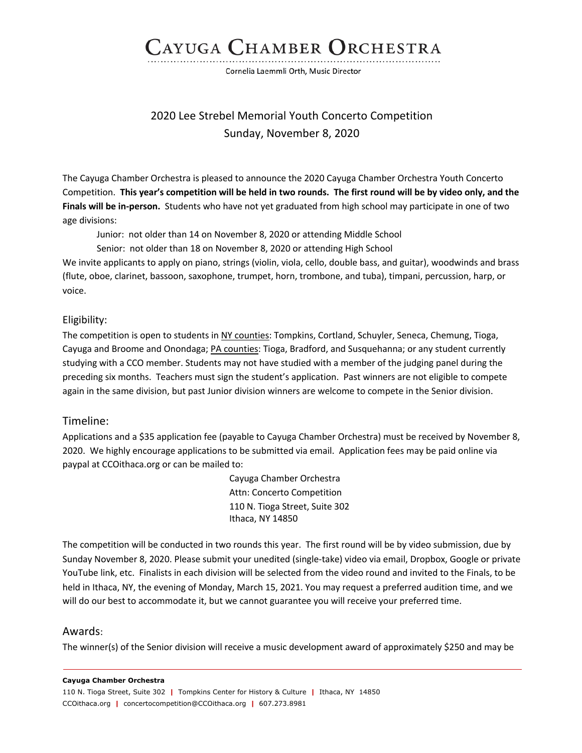# CAYUGA CHAMBER ORCHESTRA

Cornelia Laemmli Orth, Music Director

## 2020 Lee Strebel Memorial Youth Concerto Competition
## Sunday, November 8, 2020

The Cayuga Chamber Orchestra is pleased to announce the 2020 Cayuga Chamber Orchestra Youth Concerto Competition. **This year's competition will be held in two rounds. The first round will be by video only, and the Finals will be in-person.** Students who have not yet graduated from high school may participate in one of two age divisions:

Junior: not older than 14 on November 8, 2020 or attending Middle School

Senior: not older than 18 on November 8, 2020 or attending High School

We invite applicants to apply on piano, strings (violin, viola, cello, double bass, and guitar), woodwinds and brass (flute, oboe, clarinet, bassoon, saxophone, trumpet, horn, trombone, and tuba), timpani, percussion, harp, or voice.

### Eligibility:

The competition is open to students in NY counties: Tompkins, Cortland, Schuyler, Seneca, Chemung, Tioga, Cayuga and Broome and Onondaga; PA counties: Tioga, Bradford, and Susquehanna; or any student currently studying with a CCO member. Students may not have studied with a member of the judging panel during the preceding six months. Teachers must sign the student's application. Past winners are not eligible to compete again in the same division, but past Junior division winners are welcome to compete in the Senior division.

### Timeline:

Applications and a $35 application fee (payable to Cayuga Chamber Orchestra) must be received by November 8, 2020. We highly encourage applications to be submitted via email. Application fees may be paid online via paypal at CCOithaca.org or can be mailed to:

Cayuga Chamber Orchestra
Attn: Concerto Competition
110 N. Tioga Street, Suite 302
Ithaca, NY 14850

The competition will be conducted in two rounds this year. The first round will be by video submission, due by Sunday November 8, 2020. Please submit your unedited (single-take) video via email, Dropbox, Google or private YouTube link, etc. Finalists in each division will be selected from the video round and invited to the Finals, to be held in Ithaca, NY, the evening of Monday, March 15, 2021. You may request a preferred audition time, and we will do our best to accommodate it, but we cannot guarantee you will receive your preferred time.

### Awards:

The winner(s) of the Senior division will receive a music development award of approximately $250 and may be

**Cayuga Chamber Orchestra**
110 N. Tioga Street, Suite 302 | Tompkins Center for History & Culture | Ithaca, NY 14850
CCOithaca.org | concertocompetition@CCOithaca.org | 607.273.8981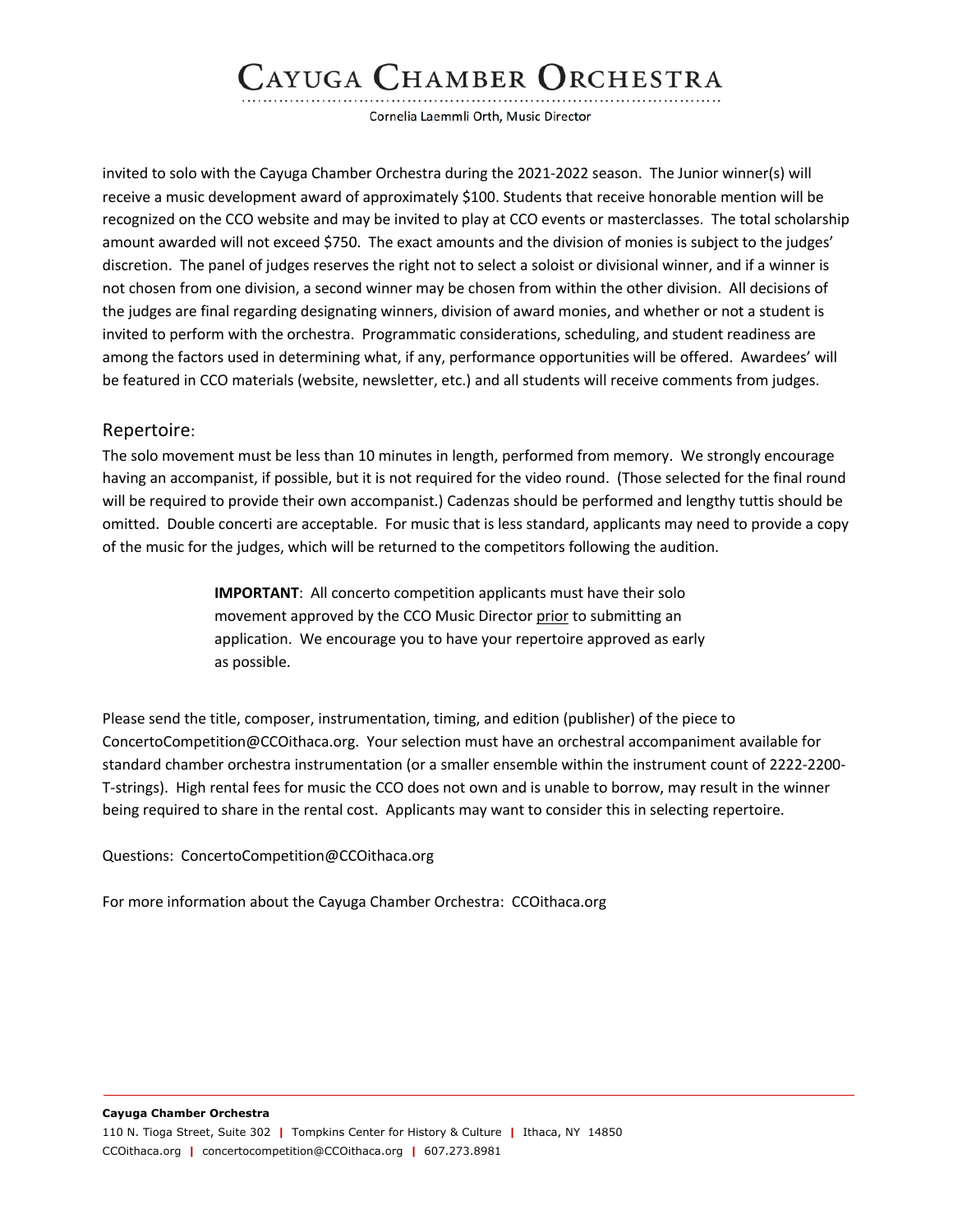invited to solo with the Cayuga Chamber Orchestra during the 2021-2022 season. The Junior winner(s) will receive a music development award of approximately $100. Students that receive honorable mention will be recognized on the CCO website and may be invited to play at CCO events or masterclasses. The total scholarship amount awarded will not exceed $750. The exact amounts and the division of monies is subject to the judges' discretion. The panel of judges reserves the right not to select a soloist or divisional winner, and if a winner is not chosen from one division, a second winner may be chosen from within the other division. All decisions of the judges are final regarding designating winners, division of award monies, and whether or not a student is invited to perform with the orchestra. Programmatic considerations, scheduling, and student readiness are among the factors used in determining what, if any, performance opportunities will be offered. Awardees' will be featured in CCO materials (website, newsletter, etc.) and all students will receive comments from judges.

## Repertoire:

The solo movement must be less than 10 minutes in length, performed from memory. We strongly encourage having an accompanist, if possible, but it is not required for the video round. (Those selected for the final round will be required to provide their own accompanist.) Cadenzas should be performed and lengthy tuttis should be omitted. Double concerti are acceptable. For music that is less standard, applicants may need to provide a copy of the music for the judges, which will be returned to the competitors following the audition.

> **IMPORTANT**: All concerto competition applicants must have their solo movement approved by the CCO Music Director <u>prior</u> to submitting an application. We encourage you to have your repertoire approved as early as possible.

Please send the title, composer, instrumentation, timing, and edition (publisher) of the piece to ConcertoCompetition@CCOithaca.org. Your selection must have an orchestral accompaniment available for standard chamber orchestra instrumentation (or a smaller ensemble within the instrument count of 2222-2200-T-strings). High rental fees for music the CCO does not own and is unable to borrow, may result in the winner being required to share in the rental cost. Applicants may want to consider this in selecting repertoire.

Questions: ConcertoCompetition@CCOithaca.org

For more information about the Cayuga Chamber Orchestra: CCOithaca.org